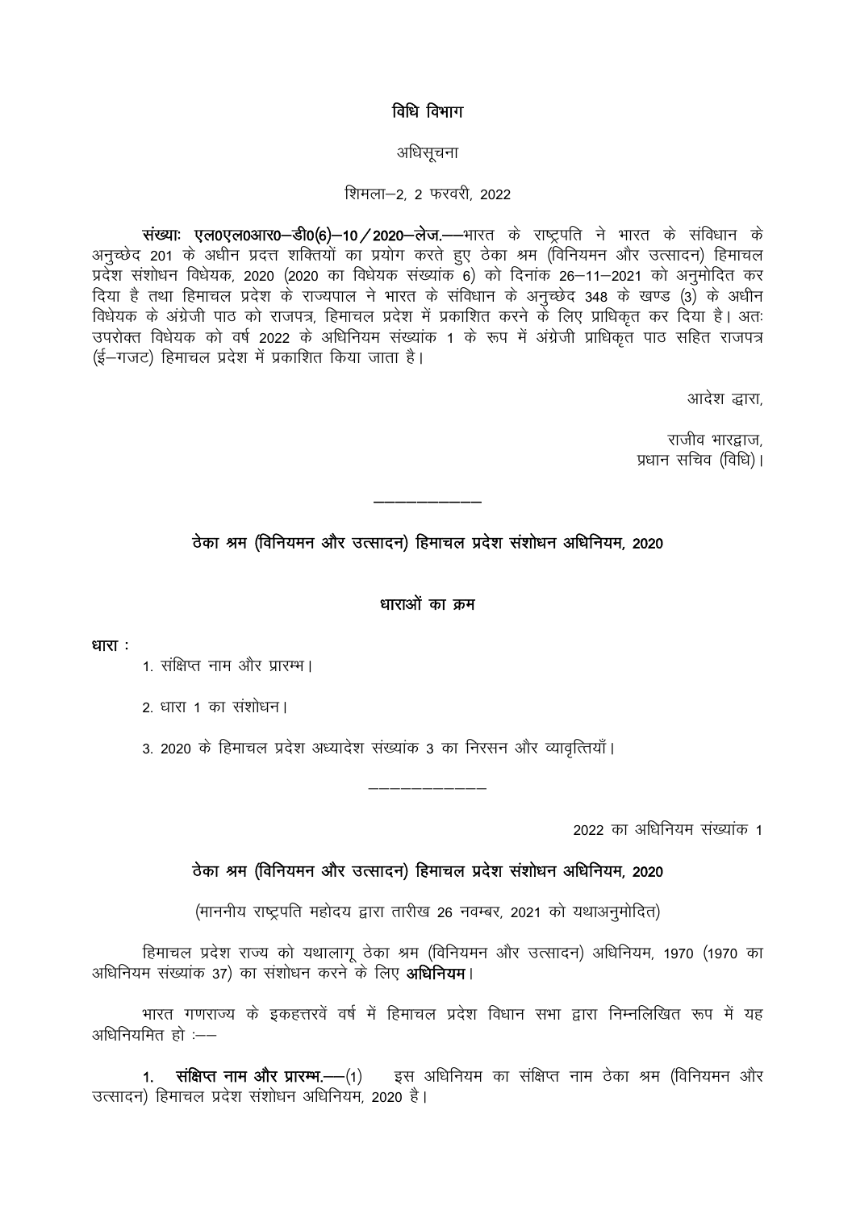## विधि विभाग

अधिसूचना

शिमला–2, 2 फरवरी, 2022

**संख्याः एल0एल0आर0–डी0(6)–10/2020–लेज.**—भारत के राष्ट्रपति ने भारत के संविधान के अनुच्छेद 201 के अधीन प्रदत्त शक्तियों का प्रयोग करते हुए ठेका श्रम (विनियमन और उत्सादन) हिमाचल प्रदेश संशोधन विधेयक, 2020 (2020 का विधेयक संख्यांक 6) को दिनांक 26–11–2021 को अनुमोदित कर दिया है तथा हिमाचल प्रदेश के राज्यपाल ने भारत के संविधान के अनुच्छेद 348 के खण्ड (3) के अधीन विधेयक के अंग्रेजी पाठ को राजपत्र, हिमाचल प्रदेश में प्रकाशित करने के लिए प्राधिकृत कर दिया है। अतः उपरोक्त विधेयक को वर्ष 2022 के अधिनियम संख्यांक 1 के रूप में अंग्रेजी प्राधिकृत पाठ सहित राजपत्र (ई–गजट) हिमाचल प्रदेश में प्रकाशित किया जाता है।

आदेश द्वारा,

राजीव भारद्वाज,
प्रधान सचिव (विधि)।

---

## ठेका श्रम (विनियमन और उत्सादन) हिमाचल प्रदेश संशोधन अधिनियम, 2020

### धाराओं का क्रम

**धारा :**

1. संक्षिप्त नाम और प्रारम्भ।
2. धारा 1 का संशोधन।
3. 2020 के हिमाचल प्रदेश अध्यादेश संख्यांक 3 का निरसन और व्यावृत्तियाँ।

---

2022 का अधिनियम संख्यांक 1

## ठेका श्रम (विनियमन और उत्सादन) हिमाचल प्रदेश संशोधन अधिनियम, 2020

(माननीय राष्ट्रपति महोदय द्वारा तारीख 26 नवम्बर, 2021 को यथाअनुमोदित)

हिमाचल प्रदेश राज्य को यथालागू ठेका श्रम (विनियमन और उत्सादन) अधिनियम, 1970 (1970 का अधिनियम संख्यांक 37) का संशोधन करने के लिए **अधिनियम**।

भारत गणराज्य के इकहत्तरवें वर्ष में हिमाचल प्रदेश विधान सभा द्वारा निम्नलिखित रूप में यह अधिनियमित हो :—

1. **संक्षिप्त नाम और प्रारम्भ.**—(1) इस अधिनियम का संक्षिप्त नाम ठेका श्रम (विनियमन और उत्सादन) हिमाचल प्रदेश संशोधन अधिनियम, 2020 है।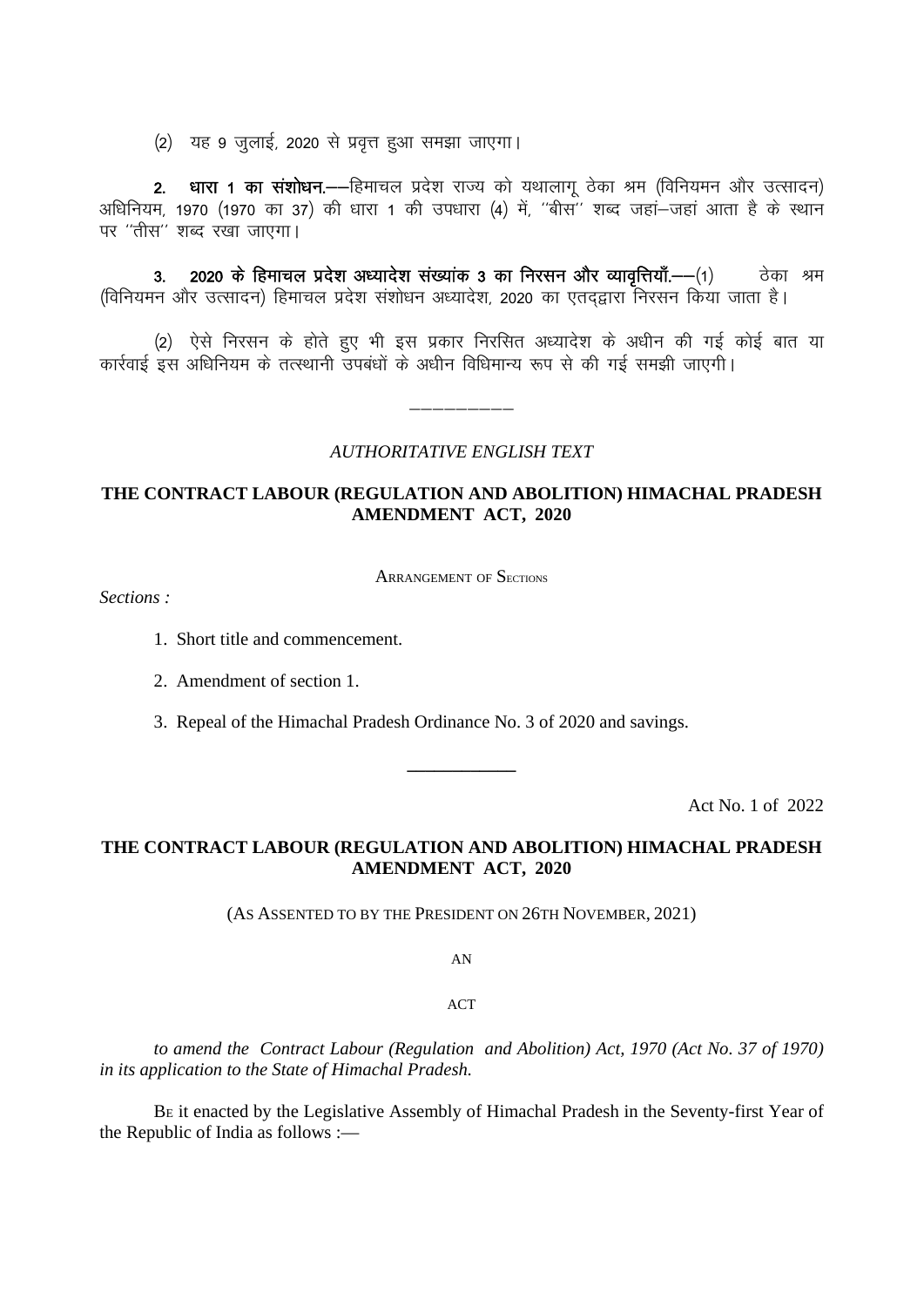(2) यह 9 जुलाई, 2020 से प्रवृत्त हुआ समझा जाएगा।

**2. धारा 1 का संशोधन.**––हिमाचल प्रदेश राज्य को यथालागू ठेका श्रम (विनियमन और उत्सादन) अधिनियम, 1970 (1970 का 37) की धारा 1 की उपधारा (4) में, ''बीस'' शब्द जहां–जहां आता है के स्थान पर ''तीस'' शब्द रखा जाएगा।

**3. 2020 के हिमाचल प्रदेश अध्यादेश संख्यांक 3 का निरसन और व्यावृत्तियाँ.**––(1) ठेका श्रम (विनियमन और उत्सादन) हिमाचल प्रदेश संशोधन अध्यादेश, 2020 का एतद्द्वारा निरसन किया जाता है।

(2) ऐसे निरसन के होते हुए भी इस प्रकार निरसित अध्यादेश के अधीन की गई कोई बात या कार्रवाई इस अधिनियम के तत्स्थानी उपबंधों के अधीन विधिमान्य रूप से की गई समझी जाएगी।

---

*AUTHORITATIVE ENGLISH TEXT*

## THE CONTRACT LABOUR (REGULATION AND ABOLITION) HIMACHAL PRADESH AMENDMENT ACT, 2020

ARRANGEMENT OF SECTIONS

*Sections :*

1. Short title and commencement.
2. Amendment of section 1.
3. Repeal of the Himachal Pradesh Ordinance No. 3 of 2020 and savings.

---

Act No. 1 of 2022

## THE CONTRACT LABOUR (REGULATION AND ABOLITION) HIMACHAL PRADESH AMENDMENT ACT, 2020

(AS ASSENTED TO BY THE PRESIDENT ON 26TH NOVEMBER, 2021)

AN

ACT

*to amend the Contract Labour (Regulation and Abolition) Act, 1970 (Act No. 37 of 1970) in its application to the State of Himachal Pradesh.*

BE it enacted by the Legislative Assembly of Himachal Pradesh in the Seventy-first Year of the Republic of India as follows :—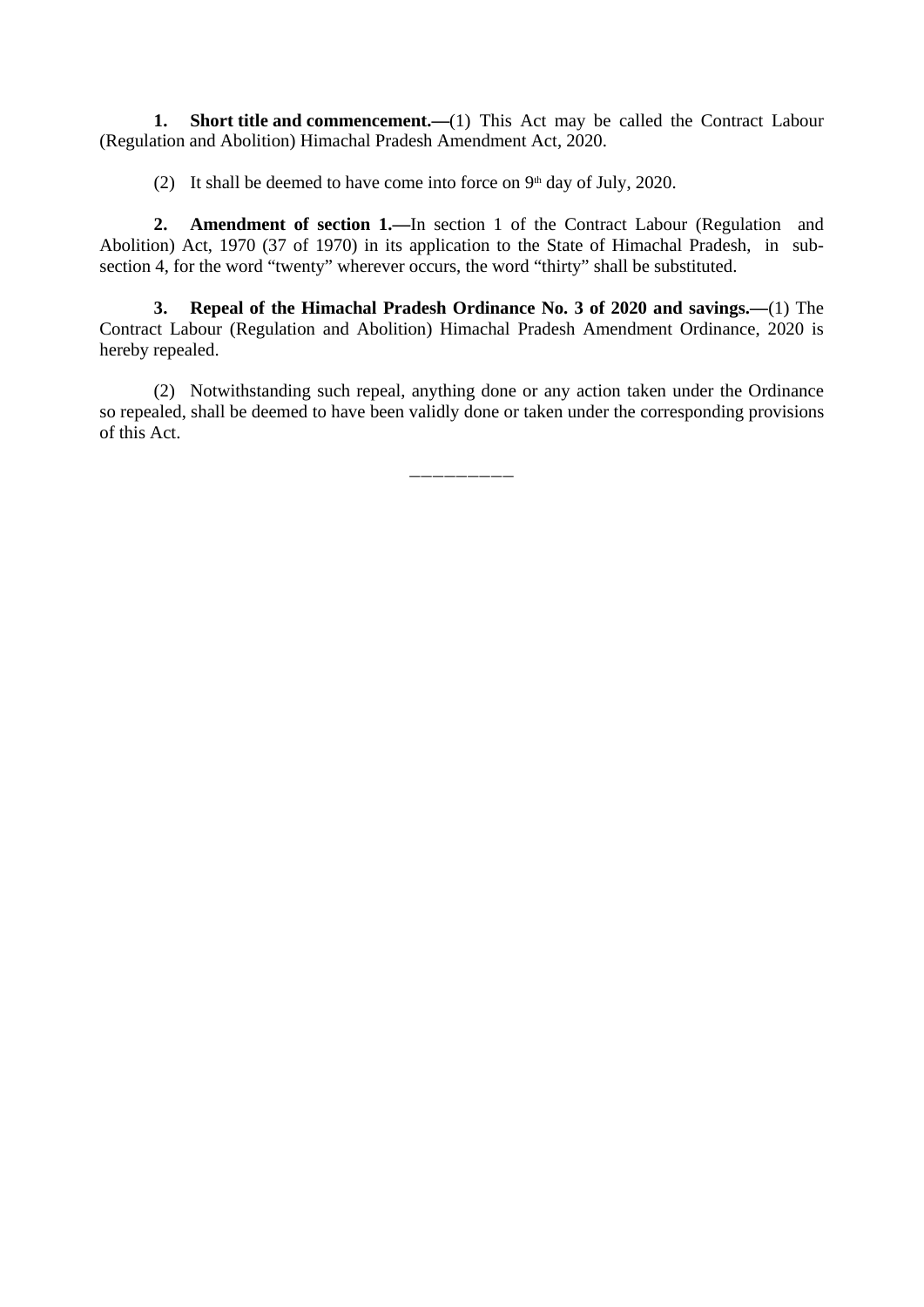**1. Short title and commencement.—**(1) This Act may be called the Contract Labour (Regulation and Abolition) Himachal Pradesh Amendment Act, 2020.

(2) It shall be deemed to have come into force on 9th day of July, 2020.

**2. Amendment of section 1.—**In section 1 of the Contract Labour (Regulation and Abolition) Act, 1970 (37 of 1970) in its application to the State of Himachal Pradesh, in sub-section 4, for the word "twenty" wherever occurs, the word "thirty" shall be substituted.

**3. Repeal of the Himachal Pradesh Ordinance No. 3 of 2020 and savings.—**(1) The Contract Labour (Regulation and Abolition) Himachal Pradesh Amendment Ordinance, 2020 is hereby repealed.

(2) Notwithstanding such repeal, anything done or any action taken under the Ordinance so repealed, shall be deemed to have been validly done or taken under the corresponding provisions of this Act.

__________